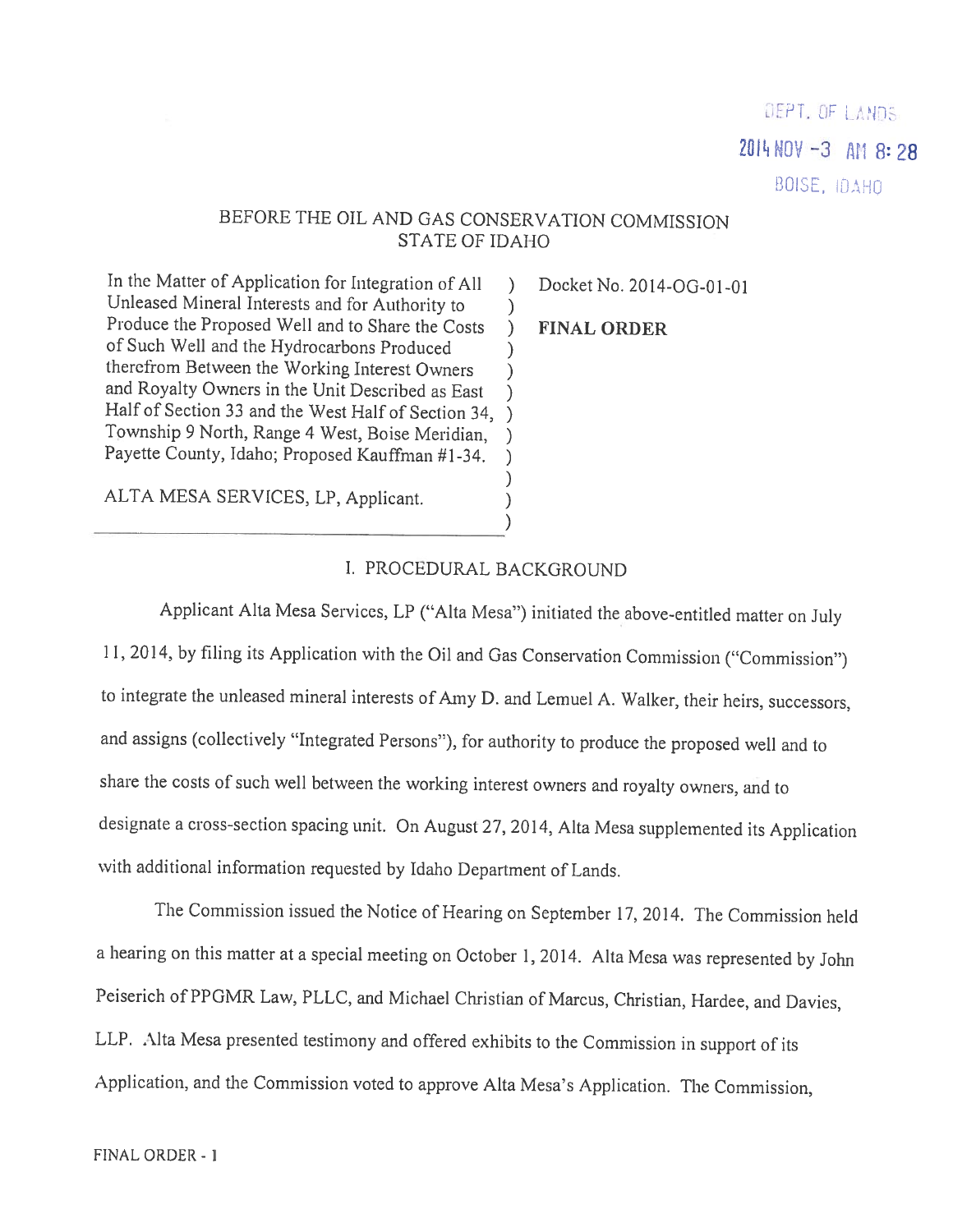DEPT. OF LANDS
2014 NOV -3 AM 8:28
BOISE, IDAHO

BEFORE THE OIL AND GAS CONSERVATION COMMISSION
STATE OF IDAHO

| | | |
|---|---|---|
| In the Matter of Application for Integration of All Unleased Mineral Interests and for Authority to Produce the Proposed Well and to Share the Costs of Such Well and the Hydrocarbons Produced therefrom Between the Working Interest Owners and Royalty Owners in the Unit Described as East Half of Section 33 and the West Half of Section 34, Township 9 North, Range 4 West, Boise Meridian, Payette County, Idaho; Proposed Kauffman #1-34.<br><br>ALTA MESA SERVICES, LP, Applicant. | ) | Docket No. 2014-OG-01-01<br><br>**FINAL ORDER** |

## I. PROCEDURAL BACKGROUND

Applicant Alta Mesa Services, LP ("Alta Mesa") initiated the above-entitled matter on July 11, 2014, by filing its Application with the Oil and Gas Conservation Commission ("Commission") to integrate the unleased mineral interests of Amy D. and Lemuel A. Walker, their heirs, successors, and assigns (collectively "Integrated Persons"), for authority to produce the proposed well and to share the costs of such well between the working interest owners and royalty owners, and to designate a cross-section spacing unit. On August 27, 2014, Alta Mesa supplemented its Application with additional information requested by Idaho Department of Lands.

The Commission issued the Notice of Hearing on September 17, 2014. The Commission held a hearing on this matter at a special meeting on October 1, 2014. Alta Mesa was represented by John Peiserich of PPGMR Law, PLLC, and Michael Christian of Marcus, Christian, Hardee, and Davies, LLP. Alta Mesa presented testimony and offered exhibits to the Commission in support of its Application, and the Commission voted to approve Alta Mesa's Application. The Commission,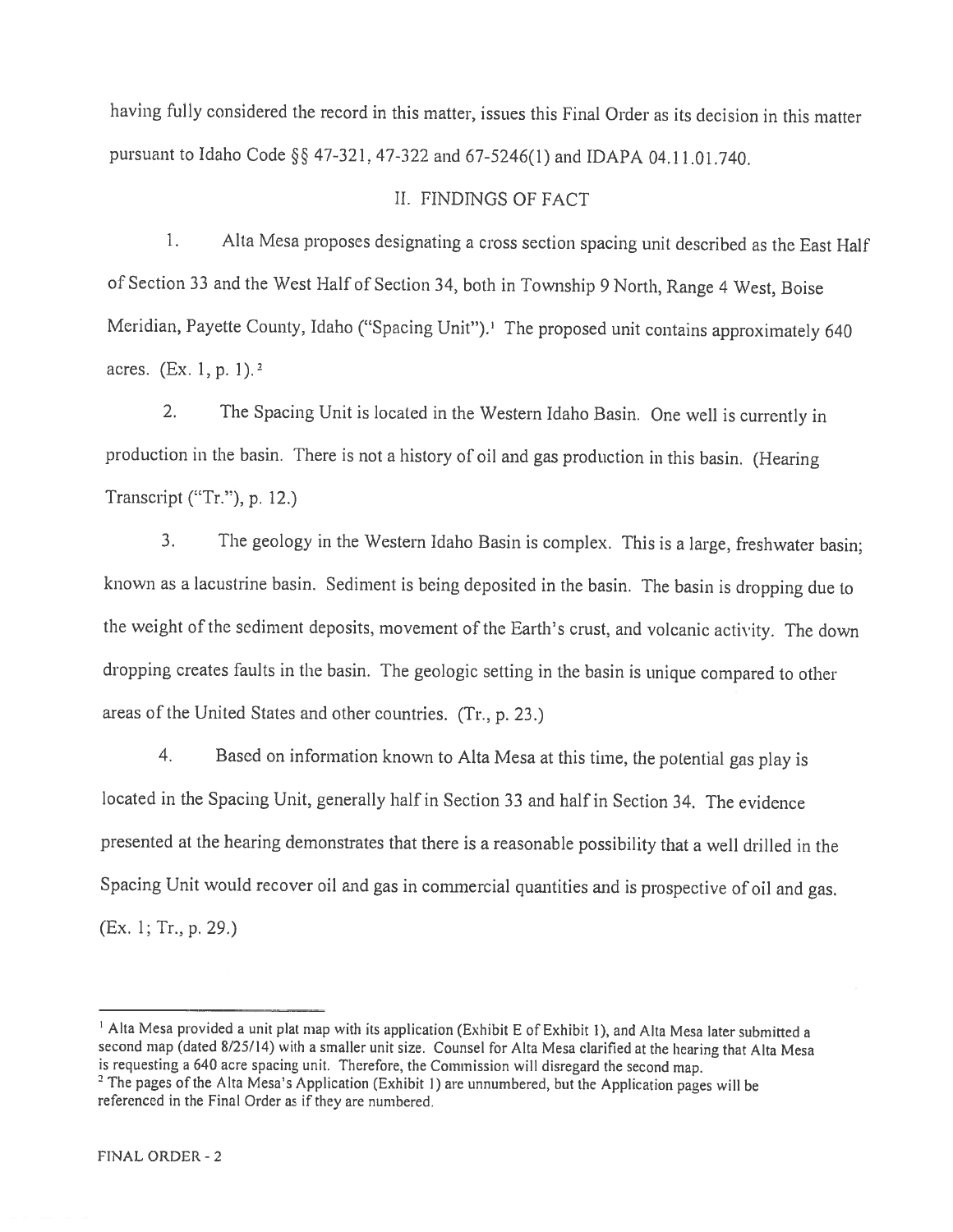having fully considered the record in this matter, issues this Final Order as its decision in this matter pursuant to Idaho Code §§ 47-321, 47-322 and 67-5246(1) and IDAPA 04.11.01.740.

## II. FINDINGS OF FACT

1. Alta Mesa proposes designating a cross section spacing unit described as the East Half of Section 33 and the West Half of Section 34, both in Township 9 North, Range 4 West, Boise Meridian, Payette County, Idaho ("Spacing Unit").[1] The proposed unit contains approximately 640 acres. (Ex. 1, p. 1).[2]

2. The Spacing Unit is located in the Western Idaho Basin. One well is currently in production in the basin. There is not a history of oil and gas production in this basin. (Hearing Transcript ("Tr."), p. 12.)

3. The geology in the Western Idaho Basin is complex. This is a large, freshwater basin; known as a lacustrine basin. Sediment is being deposited in the basin. The basin is dropping due to the weight of the sediment deposits, movement of the Earth's crust, and volcanic activity. The down dropping creates faults in the basin. The geologic setting in the basin is unique compared to other areas of the United States and other countries. (Tr., p. 23.)

4. Based on information known to Alta Mesa at this time, the potential gas play is located in the Spacing Unit, generally half in Section 33 and half in Section 34. The evidence presented at the hearing demonstrates that there is a reasonable possibility that a well drilled in the Spacing Unit would recover oil and gas in commercial quantities and is prospective of oil and gas. (Ex. 1; Tr., p. 29.)

---

[1] Alta Mesa provided a unit plat map with its application (Exhibit E of Exhibit 1), and Alta Mesa later submitted a second map (dated 8/25/14) with a smaller unit size. Counsel for Alta Mesa clarified at the hearing that Alta Mesa is requesting a 640 acre spacing unit. Therefore, the Commission will disregard the second map.

[2] The pages of the Alta Mesa's Application (Exhibit 1) are unnumbered, but the Application pages will be referenced in the Final Order as if they are numbered.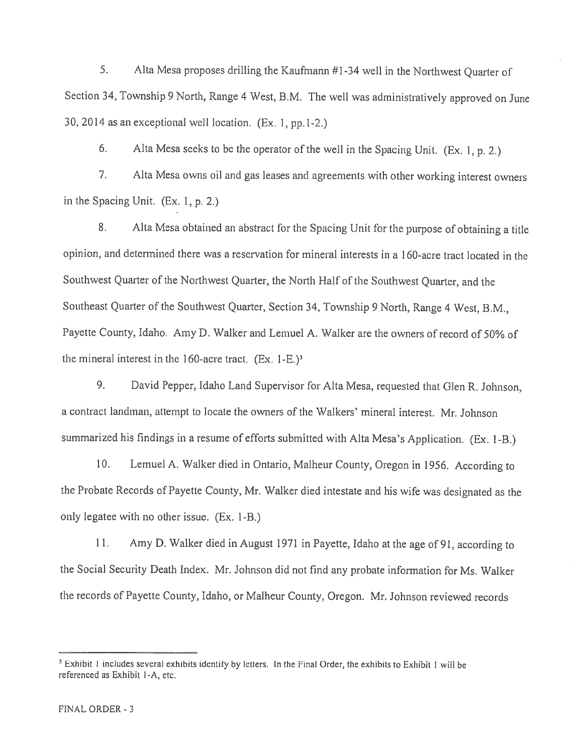5. Alta Mesa proposes drilling the Kaufmann #1-34 well in the Northwest Quarter of Section 34, Township 9 North, Range 4 West, B.M. The well was administratively approved on June 30, 2014 as an exceptional well location. (Ex. 1, pp.1-2.)

6. Alta Mesa seeks to be the operator of the well in the Spacing Unit. (Ex. 1, p. 2.)

7. Alta Mesa owns oil and gas leases and agreements with other working interest owners in the Spacing Unit. (Ex. 1, p. 2.)

8. Alta Mesa obtained an abstract for the Spacing Unit for the purpose of obtaining a title opinion, and determined there was a reservation for mineral interests in a 160-acre tract located in the Southwest Quarter of the Northwest Quarter, the North Half of the Southwest Quarter, and the Southeast Quarter of the Southwest Quarter, Section 34, Township 9 North, Range 4 West, B.M., Payette County, Idaho. Amy D. Walker and Lemuel A. Walker are the owners of record of 50% of the mineral interest in the 160-acre tract. (Ex. 1-E.)[3]

9. David Pepper, Idaho Land Supervisor for Alta Mesa, requested that Glen R. Johnson, a contract landman, attempt to locate the owners of the Walkers' mineral interest. Mr. Johnson summarized his findings in a resume of efforts submitted with Alta Mesa's Application. (Ex. 1-B.)

10. Lemuel A. Walker died in Ontario, Malheur County, Oregon in 1956. According to the Probate Records of Payette County, Mr. Walker died intestate and his wife was designated as the only legatee with no other issue. (Ex. 1-B.)

11. Amy D. Walker died in August 1971 in Payette, Idaho at the age of 91, according to the Social Security Death Index. Mr. Johnson did not find any probate information for Ms. Walker the records of Payette County, Idaho, or Malheur County, Oregon. Mr. Johnson reviewed records

---

[3] Exhibit 1 includes several exhibits identify by letters. In the Final Order, the exhibits to Exhibit 1 will be referenced as Exhibit 1-A, etc.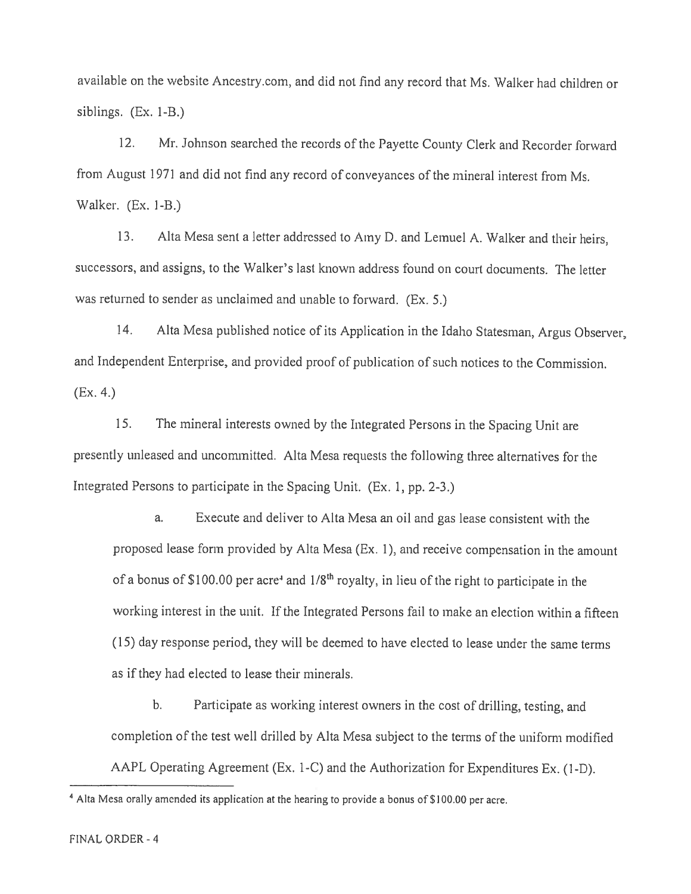available on the website Ancestry.com, and did not find any record that Ms. Walker had children or siblings. (Ex. 1-B.)

12. Mr. Johnson searched the records of the Payette County Clerk and Recorder forward from August 1971 and did not find any record of conveyances of the mineral interest from Ms. Walker. (Ex. 1-B.)

13. Alta Mesa sent a letter addressed to Amy D. and Lemuel A. Walker and their heirs, successors, and assigns, to the Walker's last known address found on court documents. The letter was returned to sender as unclaimed and unable to forward. (Ex. 5.)

14. Alta Mesa published notice of its Application in the Idaho Statesman, Argus Observer, and Independent Enterprise, and provided proof of publication of such notices to the Commission. (Ex. 4.)

15. The mineral interests owned by the Integrated Persons in the Spacing Unit are presently unleased and uncommitted. Alta Mesa requests the following three alternatives for the Integrated Persons to participate in the Spacing Unit. (Ex. 1, pp. 2-3.)

   a. Execute and deliver to Alta Mesa an oil and gas lease consistent with the proposed lease form provided by Alta Mesa (Ex. 1), and receive compensation in the amount of a bonus of $100.00 per acre[4] and 1/8th royalty, in lieu of the right to participate in the working interest in the unit. If the Integrated Persons fail to make an election within a fifteen (15) day response period, they will be deemed to have elected to lease under the same terms as if they had elected to lease their minerals.

   b. Participate as working interest owners in the cost of drilling, testing, and completion of the test well drilled by Alta Mesa subject to the terms of the uniform modified AAPL Operating Agreement (Ex. 1-C) and the Authorization for Expenditures Ex. (1-D).

---

[4] Alta Mesa orally amended its application at the hearing to provide a bonus of $100.00 per acre.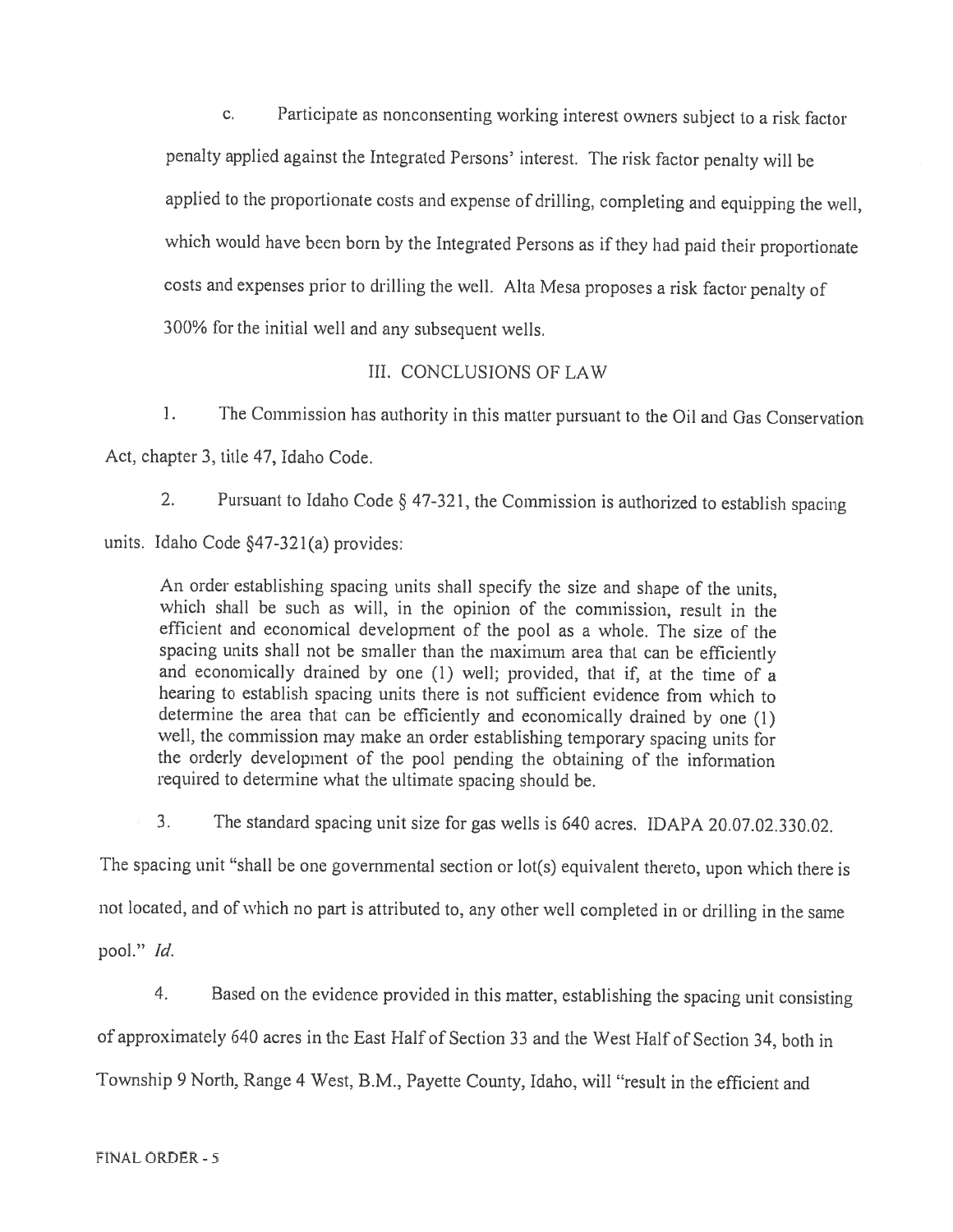c. Participate as nonconsenting working interest owners subject to a risk factor penalty applied against the Integrated Persons' interest. The risk factor penalty will be applied to the proportionate costs and expense of drilling, completing and equipping the well, which would have been born by the Integrated Persons as if they had paid their proportionate costs and expenses prior to drilling the well. Alta Mesa proposes a risk factor penalty of 300% for the initial well and any subsequent wells.

## III. CONCLUSIONS OF LAW

1. The Commission has authority in this matter pursuant to the Oil and Gas Conservation Act, chapter 3, title 47, Idaho Code.

2. Pursuant to Idaho Code § 47-321, the Commission is authorized to establish spacing units. Idaho Code §47-321(a) provides:

> An order establishing spacing units shall specify the size and shape of the units, which shall be such as will, in the opinion of the commission, result in the efficient and economical development of the pool as a whole. The size of the spacing units shall not be smaller than the maximum area that can be efficiently and economically drained by one (1) well; provided, that if, at the time of a hearing to establish spacing units there is not sufficient evidence from which to determine the area that can be efficiently and economically drained by one (1) well, the commission may make an order establishing temporary spacing units for the orderly development of the pool pending the obtaining of the information required to determine what the ultimate spacing should be.

3. The standard spacing unit size for gas wells is 640 acres. IDAPA 20.07.02.330.02. The spacing unit "shall be one governmental section or lot(s) equivalent thereto, upon which there is not located, and of which no part is attributed to, any other well completed in or drilling in the same pool." *Id.*

4. Based on the evidence provided in this matter, establishing the spacing unit consisting of approximately 640 acres in the East Half of Section 33 and the West Half of Section 34, both in Township 9 North, Range 4 West, B.M., Payette County, Idaho, will "result in the efficient and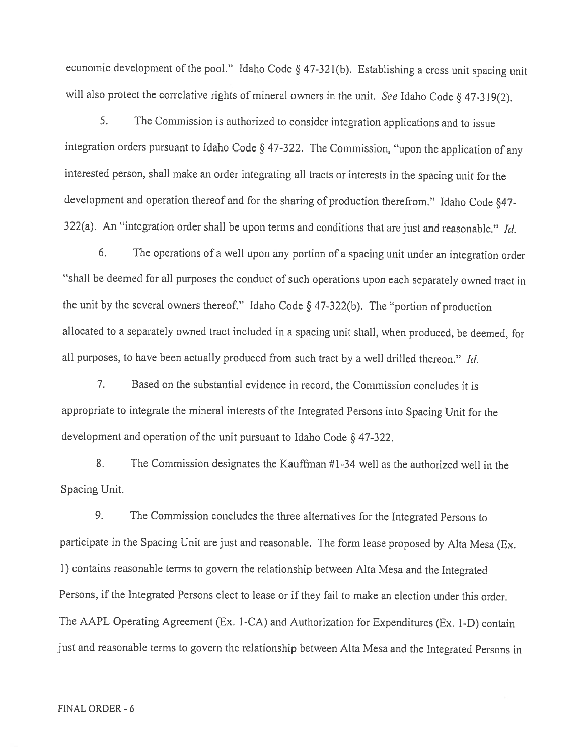economic development of the pool." Idaho Code § 47-321(b). Establishing a cross unit spacing unit will also protect the correlative rights of mineral owners in the unit. *See* Idaho Code § 47-319(2).

5. The Commission is authorized to consider integration applications and to issue integration orders pursuant to Idaho Code § 47-322. The Commission, "upon the application of any interested person, shall make an order integrating all tracts or interests in the spacing unit for the development and operation thereof and for the sharing of production therefrom." Idaho Code §47-322(a). An "integration order shall be upon terms and conditions that are just and reasonable." *Id.*

6. The operations of a well upon any portion of a spacing unit under an integration order "shall be deemed for all purposes the conduct of such operations upon each separately owned tract in the unit by the several owners thereof." Idaho Code § 47-322(b). The "portion of production allocated to a separately owned tract included in a spacing unit shall, when produced, be deemed, for all purposes, to have been actually produced from such tract by a well drilled thereon." *Id.*

7. Based on the substantial evidence in record, the Commission concludes it is appropriate to integrate the mineral interests of the Integrated Persons into Spacing Unit for the development and operation of the unit pursuant to Idaho Code § 47-322.

8. The Commission designates the Kauffman #1-34 well as the authorized well in the Spacing Unit.

9. The Commission concludes the three alternatives for the Integrated Persons to participate in the Spacing Unit are just and reasonable. The form lease proposed by Alta Mesa (Ex. 1) contains reasonable terms to govern the relationship between Alta Mesa and the Integrated Persons, if the Integrated Persons elect to lease or if they fail to make an election under this order. The AAPL Operating Agreement (Ex. 1-CA) and Authorization for Expenditures (Ex. 1-D) contain just and reasonable terms to govern the relationship between Alta Mesa and the Integrated Persons in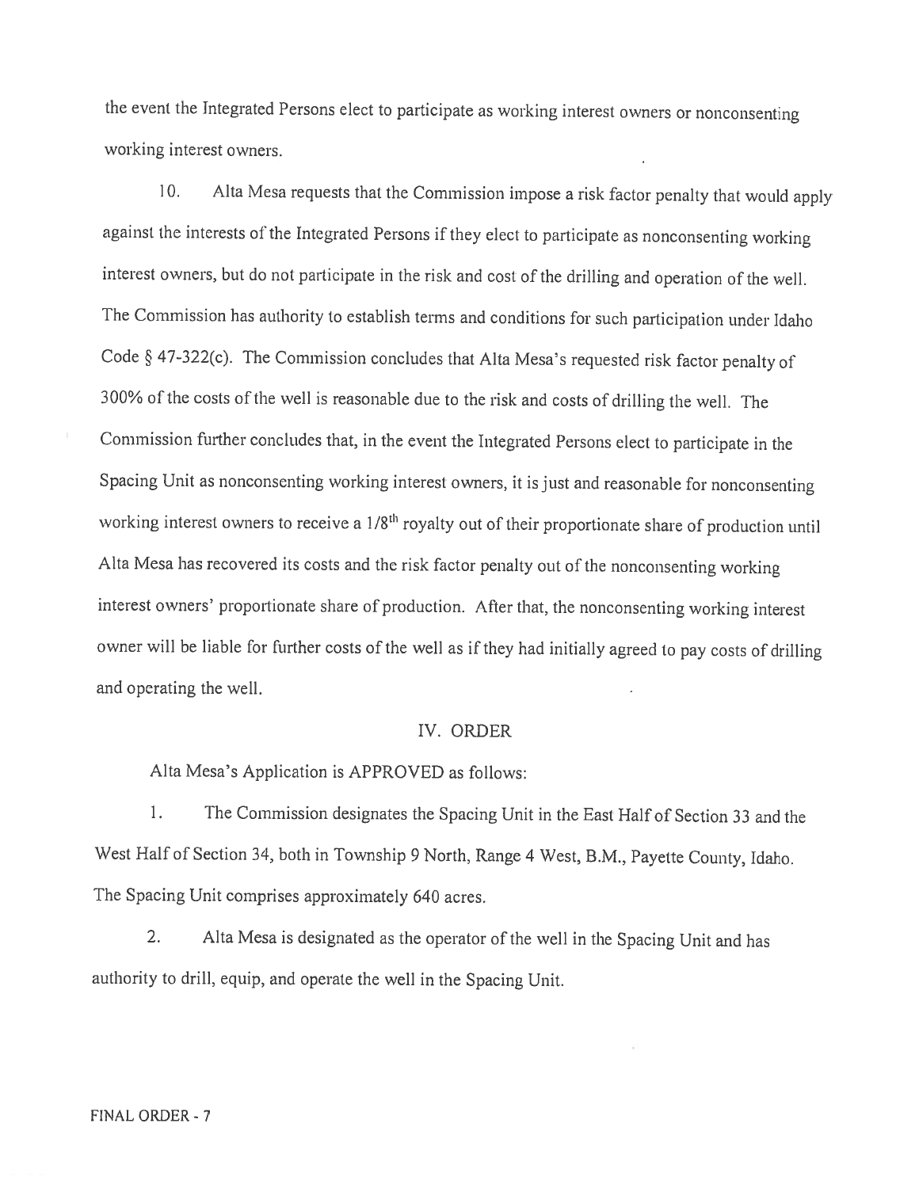the event the Integrated Persons elect to participate as working interest owners or nonconsenting working interest owners.

10. Alta Mesa requests that the Commission impose a risk factor penalty that would apply against the interests of the Integrated Persons if they elect to participate as nonconsenting working interest owners, but do not participate in the risk and cost of the drilling and operation of the well. The Commission has authority to establish terms and conditions for such participation under Idaho Code § 47-322(c). The Commission concludes that Alta Mesa's requested risk factor penalty of 300% of the costs of the well is reasonable due to the risk and costs of drilling the well. The Commission further concludes that, in the event the Integrated Persons elect to participate in the Spacing Unit as nonconsenting working interest owners, it is just and reasonable for nonconsenting working interest owners to receive a 1/8th royalty out of their proportionate share of production until Alta Mesa has recovered its costs and the risk factor penalty out of the nonconsenting working interest owners' proportionate share of production. After that, the nonconsenting working interest owner will be liable for further costs of the well as if they had initially agreed to pay costs of drilling and operating the well.

## IV. ORDER

Alta Mesa's Application is APPROVED as follows:

1. The Commission designates the Spacing Unit in the East Half of Section 33 and the West Half of Section 34, both in Township 9 North, Range 4 West, B.M., Payette County, Idaho. The Spacing Unit comprises approximately 640 acres.

2. Alta Mesa is designated as the operator of the well in the Spacing Unit and has authority to drill, equip, and operate the well in the Spacing Unit.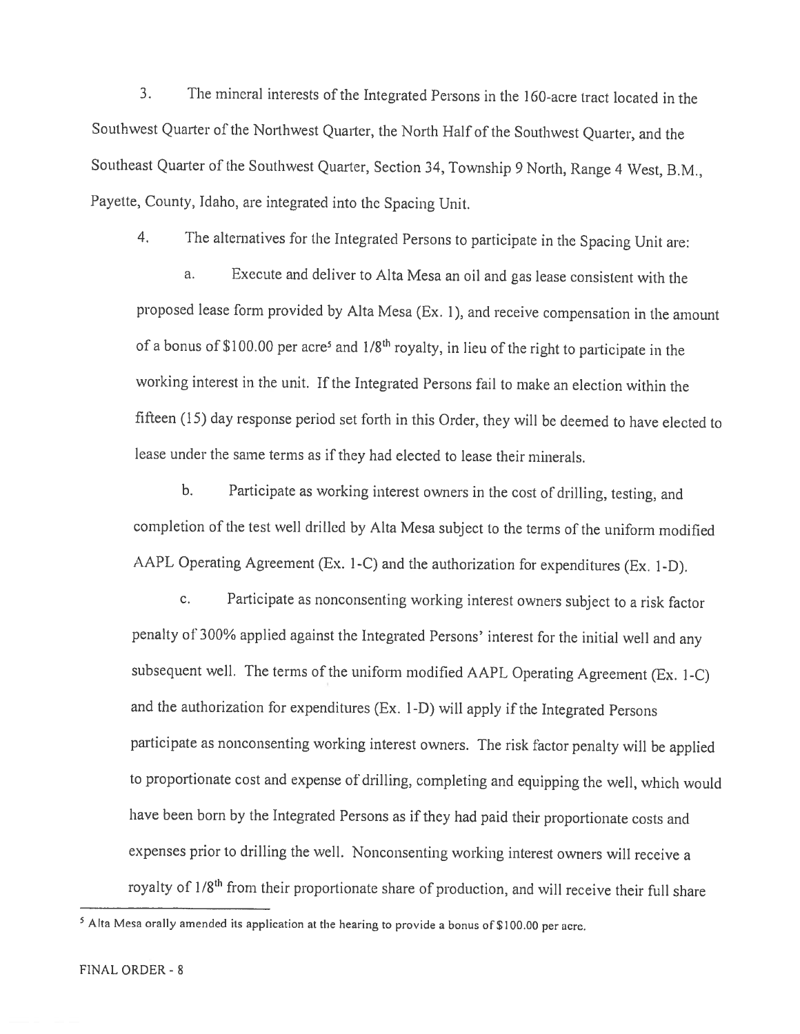3. The mineral interests of the Integrated Persons in the 160-acre tract located in the Southwest Quarter of the Northwest Quarter, the North Half of the Southwest Quarter, and the Southeast Quarter of the Southwest Quarter, Section 34, Township 9 North, Range 4 West, B.M., Payette, County, Idaho, are integrated into the Spacing Unit.

4. The alternatives for the Integrated Persons to participate in the Spacing Unit are:

a. Execute and deliver to Alta Mesa an oil and gas lease consistent with the proposed lease form provided by Alta Mesa (Ex. 1), and receive compensation in the amount of a bonus of $100.00 per acre[5] and 1/8th royalty, in lieu of the right to participate in the working interest in the unit. If the Integrated Persons fail to make an election within the fifteen (15) day response period set forth in this Order, they will be deemed to have elected to lease under the same terms as if they had elected to lease their minerals.

b. Participate as working interest owners in the cost of drilling, testing, and completion of the test well drilled by Alta Mesa subject to the terms of the uniform modified AAPL Operating Agreement (Ex. 1-C) and the authorization for expenditures (Ex. 1-D).

c. Participate as nonconsenting working interest owners subject to a risk factor penalty of 300% applied against the Integrated Persons' interest for the initial well and any subsequent well. The terms of the uniform modified AAPL Operating Agreement (Ex. 1-C) and the authorization for expenditures (Ex. 1-D) will apply if the Integrated Persons participate as nonconsenting working interest owners. The risk factor penalty will be applied to proportionate cost and expense of drilling, completing and equipping the well, which would have been born by the Integrated Persons as if they had paid their proportionate costs and expenses prior to drilling the well. Nonconsenting working interest owners will receive a royalty of 1/8th from their proportionate share of production, and will receive their full share

[5] Alta Mesa orally amended its application at the hearing to provide a bonus of $100.00 per acre.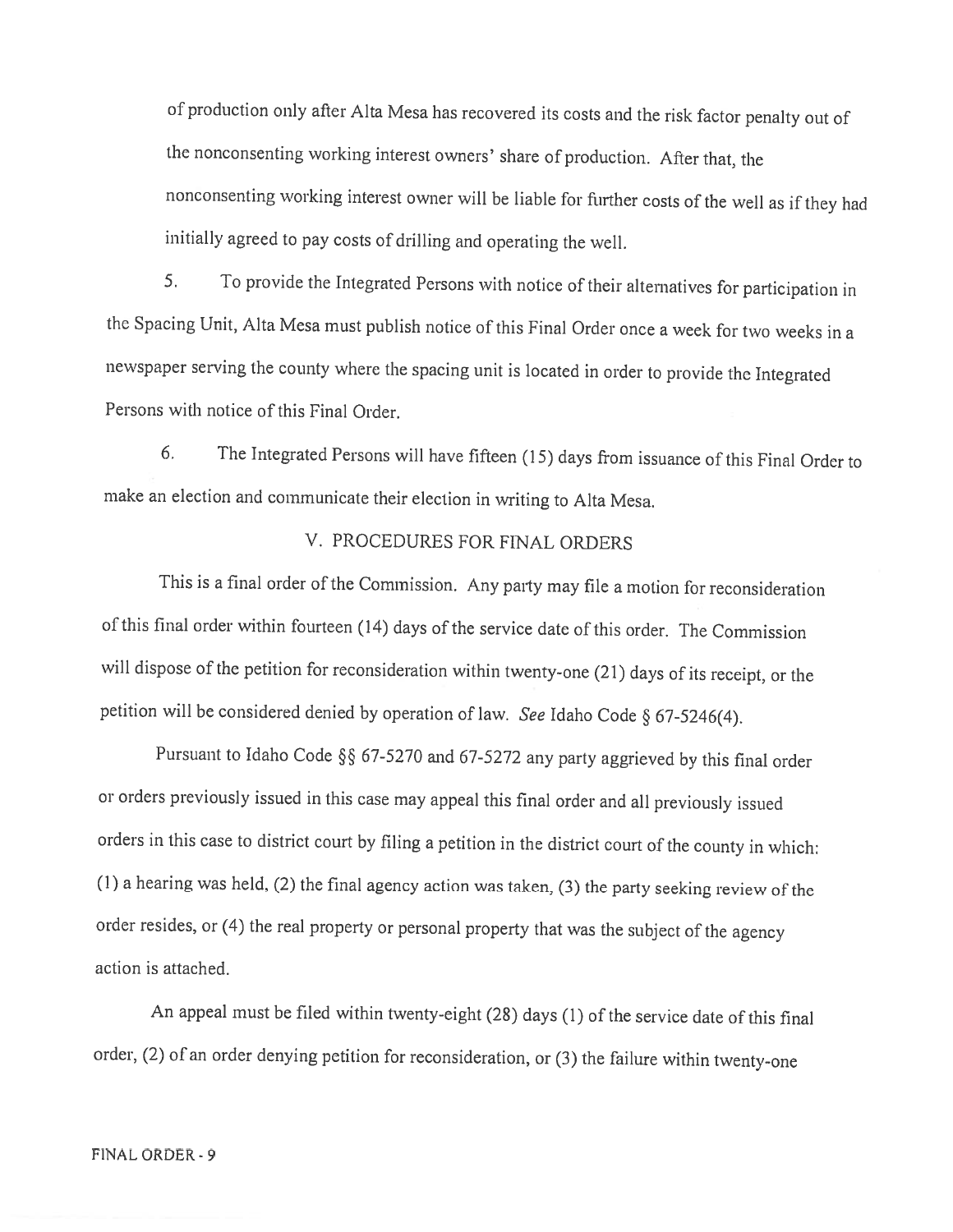of production only after Alta Mesa has recovered its costs and the risk factor penalty out of the nonconsenting working interest owners' share of production. After that, the nonconsenting working interest owner will be liable for further costs of the well as if they had initially agreed to pay costs of drilling and operating the well.

5. To provide the Integrated Persons with notice of their alternatives for participation in the Spacing Unit, Alta Mesa must publish notice of this Final Order once a week for two weeks in a newspaper serving the county where the spacing unit is located in order to provide the Integrated Persons with notice of this Final Order.

6. The Integrated Persons will have fifteen (15) days from issuance of this Final Order to make an election and communicate their election in writing to Alta Mesa.

## V. PROCEDURES FOR FINAL ORDERS

This is a final order of the Commission. Any party may file a motion for reconsideration of this final order within fourteen (14) days of the service date of this order. The Commission will dispose of the petition for reconsideration within twenty-one (21) days of its receipt, or the petition will be considered denied by operation of law. *See* Idaho Code § 67-5246(4).

Pursuant to Idaho Code §§ 67-5270 and 67-5272 any party aggrieved by this final order or orders previously issued in this case may appeal this final order and all previously issued orders in this case to district court by filing a petition in the district court of the county in which: (1) a hearing was held, (2) the final agency action was taken, (3) the party seeking review of the order resides, or (4) the real property or personal property that was the subject of the agency action is attached.

An appeal must be filed within twenty-eight (28) days (1) of the service date of this final order, (2) of an order denying petition for reconsideration, or (3) the failure within twenty-one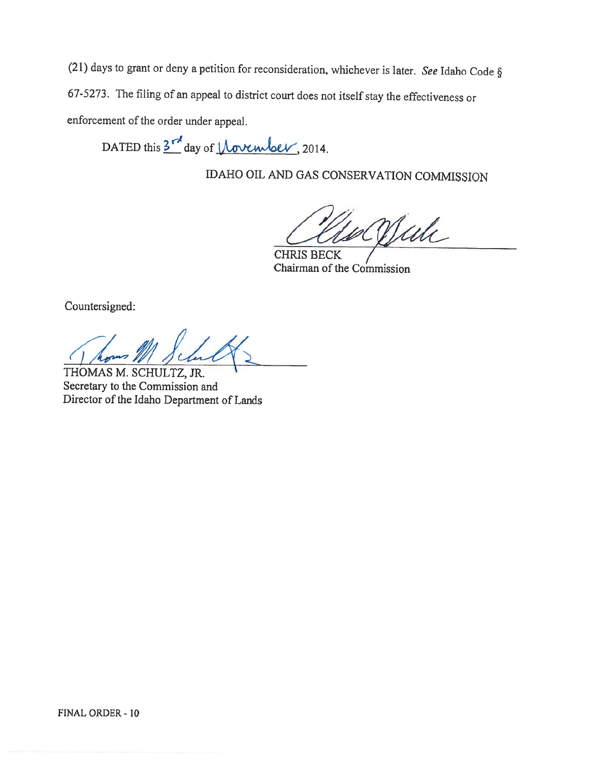(21) days to grant or deny a petition for reconsideration, whichever is later. *See* Idaho Code § 67-5273. The filing of an appeal to district court does not itself stay the effectiveness or enforcement of the order under appeal.

DATED this 3rd day of November, 2014.

IDAHO OIL AND GAS CONSERVATION COMMISSION

CHRIS BECK
Chairman of the Commission

Countersigned:

THOMAS M. SCHULTZ, JR.
Secretary to the Commission and
Director of the Idaho Department of Lands

FINAL ORDER - 10